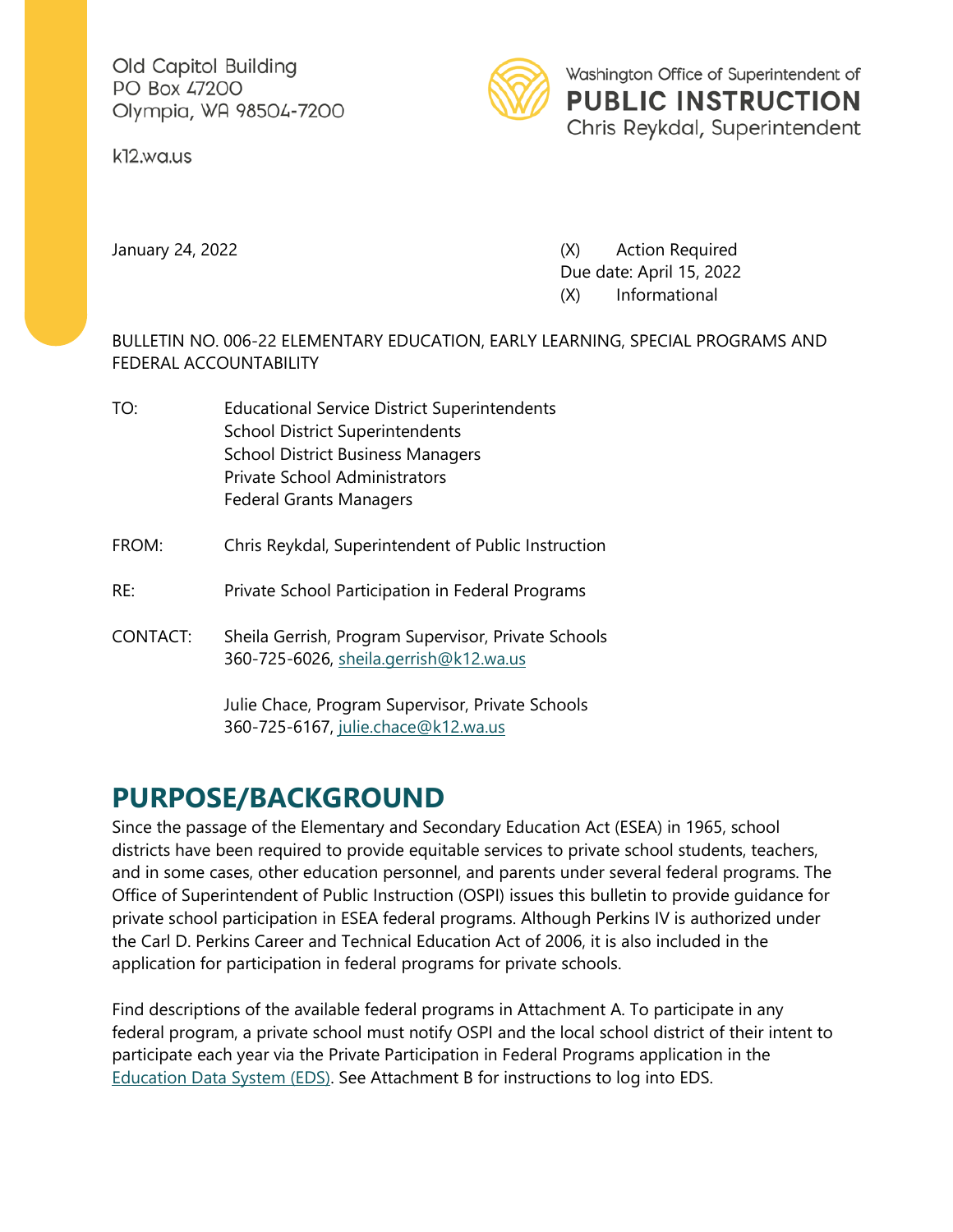Old Capitol Building
PO Box 47200
Olympia, WA 98504-7200

k12.wa.us

Washington Office of Superintendent of
**PUBLIC INSTRUCTION**
Chris Reykdal, Superintendent

January 24, 2022

(X) Action Required
Due date: April 15, 2022
(X) Informational

BULLETIN NO. 006-22 ELEMENTARY EDUCATION, EARLY LEARNING, SPECIAL PROGRAMS AND FEDERAL ACCOUNTABILITY

TO: Educational Service District Superintendents
School District Superintendents
School District Business Managers
Private School Administrators
Federal Grants Managers

FROM: Chris Reykdal, Superintendent of Public Instruction

RE: Private School Participation in Federal Programs

CONTACT: Sheila Gerrish, Program Supervisor, Private Schools
360-725-6026, sheila.gerrish@k12.wa.us

Julie Chace, Program Supervisor, Private Schools
360-725-6167, julie.chace@k12.wa.us

## PURPOSE/BACKGROUND

Since the passage of the Elementary and Secondary Education Act (ESEA) in 1965, school districts have been required to provide equitable services to private school students, teachers, and in some cases, other education personnel, and parents under several federal programs. The Office of Superintendent of Public Instruction (OSPI) issues this bulletin to provide guidance for private school participation in ESEA federal programs. Although Perkins IV is authorized under the Carl D. Perkins Career and Technical Education Act of 2006, it is also included in the application for participation in federal programs for private schools.

Find descriptions of the available federal programs in Attachment A. To participate in any federal program, a private school must notify OSPI and the local school district of their intent to participate each year via the Private Participation in Federal Programs application in the Education Data System (EDS). See Attachment B for instructions to log into EDS.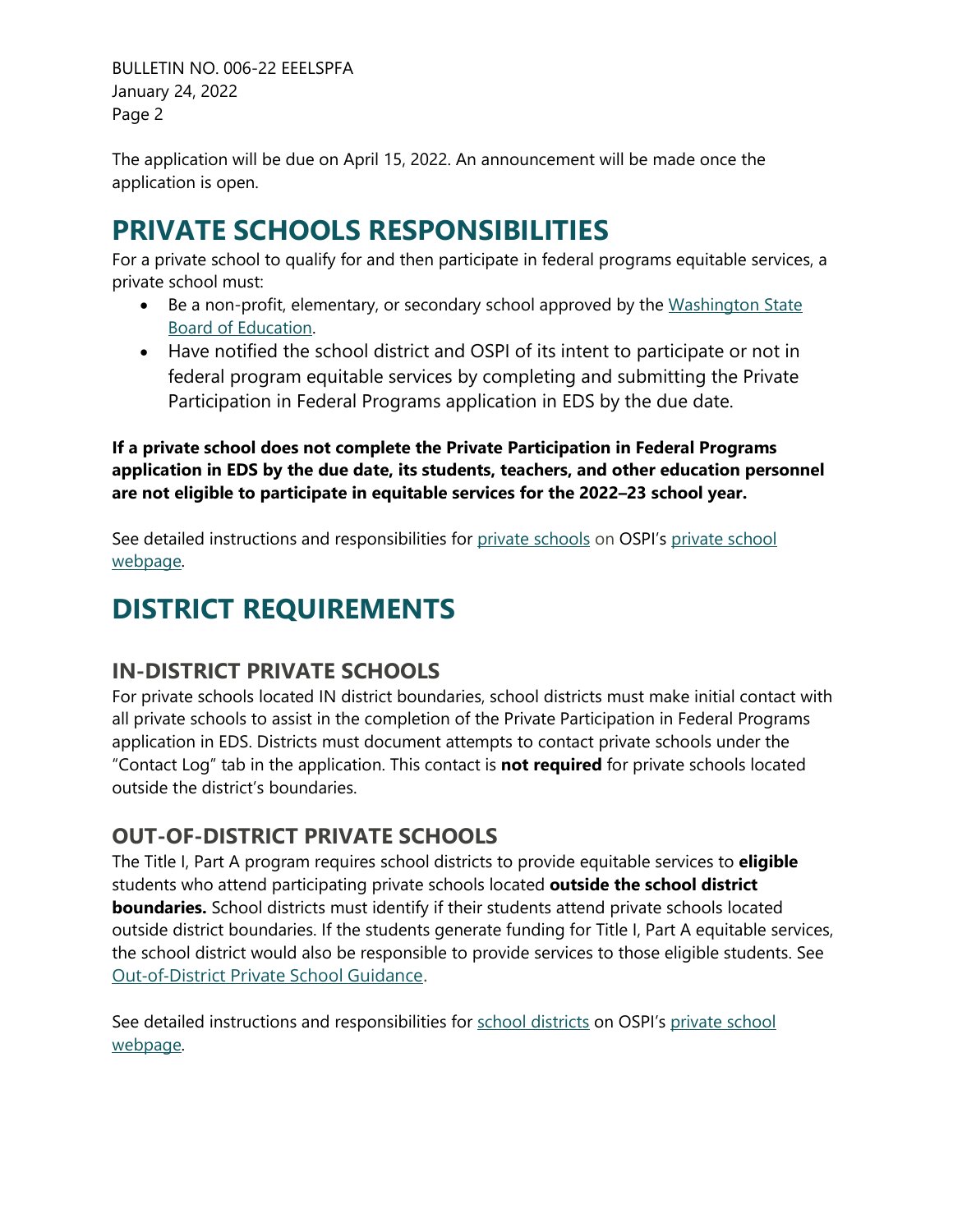The application will be due on April 15, 2022. An announcement will be made once the application is open.

# PRIVATE SCHOOLS RESPONSIBILITIES

For a private school to qualify for and then participate in federal programs equitable services, a private school must:

- Be a non-profit, elementary, or secondary school approved by the Washington State Board of Education.
- Have notified the school district and OSPI of its intent to participate or not in federal program equitable services by completing and submitting the Private Participation in Federal Programs application in EDS by the due date.

**If a private school does not complete the Private Participation in Federal Programs application in EDS by the due date, its students, teachers, and other education personnel are not eligible to participate in equitable services for the 2022–23 school year.**

See detailed instructions and responsibilities for private schools on OSPI's private school webpage.

# DISTRICT REQUIREMENTS

## IN-DISTRICT PRIVATE SCHOOLS

For private schools located IN district boundaries, school districts must make initial contact with all private schools to assist in the completion of the Private Participation in Federal Programs application in EDS. Districts must document attempts to contact private schools under the "Contact Log" tab in the application. This contact is **not required** for private schools located outside the district's boundaries.

## OUT-OF-DISTRICT PRIVATE SCHOOLS

The Title I, Part A program requires school districts to provide equitable services to **eligible** students who attend participating private schools located **outside the school district boundaries.** School districts must identify if their students attend private schools located outside district boundaries. If the students generate funding for Title I, Part A equitable services, the school district would also be responsible to provide services to those eligible students. See Out-of-District Private School Guidance.

See detailed instructions and responsibilities for school districts on OSPI's private school webpage.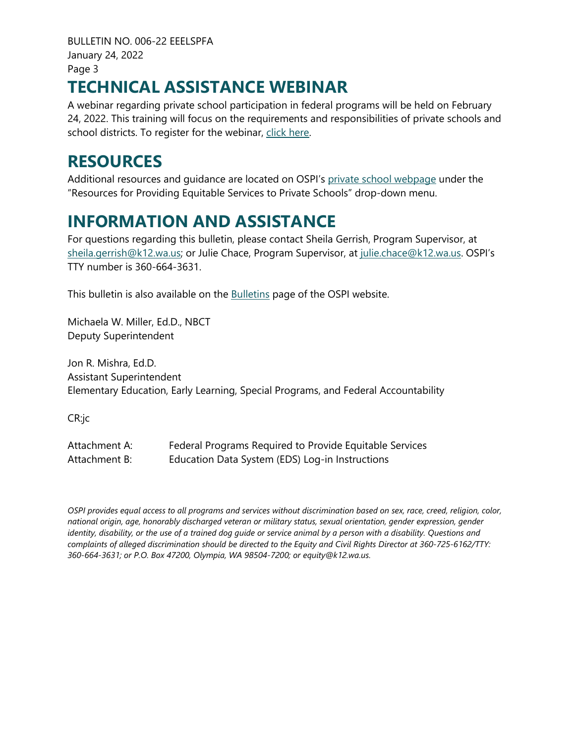## TECHNICAL ASSISTANCE WEBINAR

A webinar regarding private school participation in federal programs will be held on February 24, 2022. This training will focus on the requirements and responsibilities of private schools and school districts. To register for the webinar, click here.

## RESOURCES

Additional resources and guidance are located on OSPI's private school webpage under the "Resources for Providing Equitable Services to Private Schools" drop-down menu.

## INFORMATION AND ASSISTANCE

For questions regarding this bulletin, please contact Sheila Gerrish, Program Supervisor, at sheila.gerrish@k12.wa.us; or Julie Chace, Program Supervisor, at julie.chace@k12.wa.us. OSPI's TTY number is 360-664-3631.

This bulletin is also available on the Bulletins page of the OSPI website.

Michaela W. Miller, Ed.D., NBCT
Deputy Superintendent

Jon R. Mishra, Ed.D.
Assistant Superintendent
Elementary Education, Early Learning, Special Programs, and Federal Accountability

CR:jc

| | |
|---|---|
| Attachment A: | Federal Programs Required to Provide Equitable Services |
| Attachment B: | Education Data System (EDS) Log-in Instructions |

*OSPI provides equal access to all programs and services without discrimination based on sex, race, creed, religion, color, national origin, age, honorably discharged veteran or military status, sexual orientation, gender expression, gender identity, disability, or the use of a trained dog guide or service animal by a person with a disability. Questions and complaints of alleged discrimination should be directed to the Equity and Civil Rights Director at 360-725-6162/TTY: 360-664-3631; or P.O. Box 47200, Olympia, WA 98504-7200; or equity@k12.wa.us.*